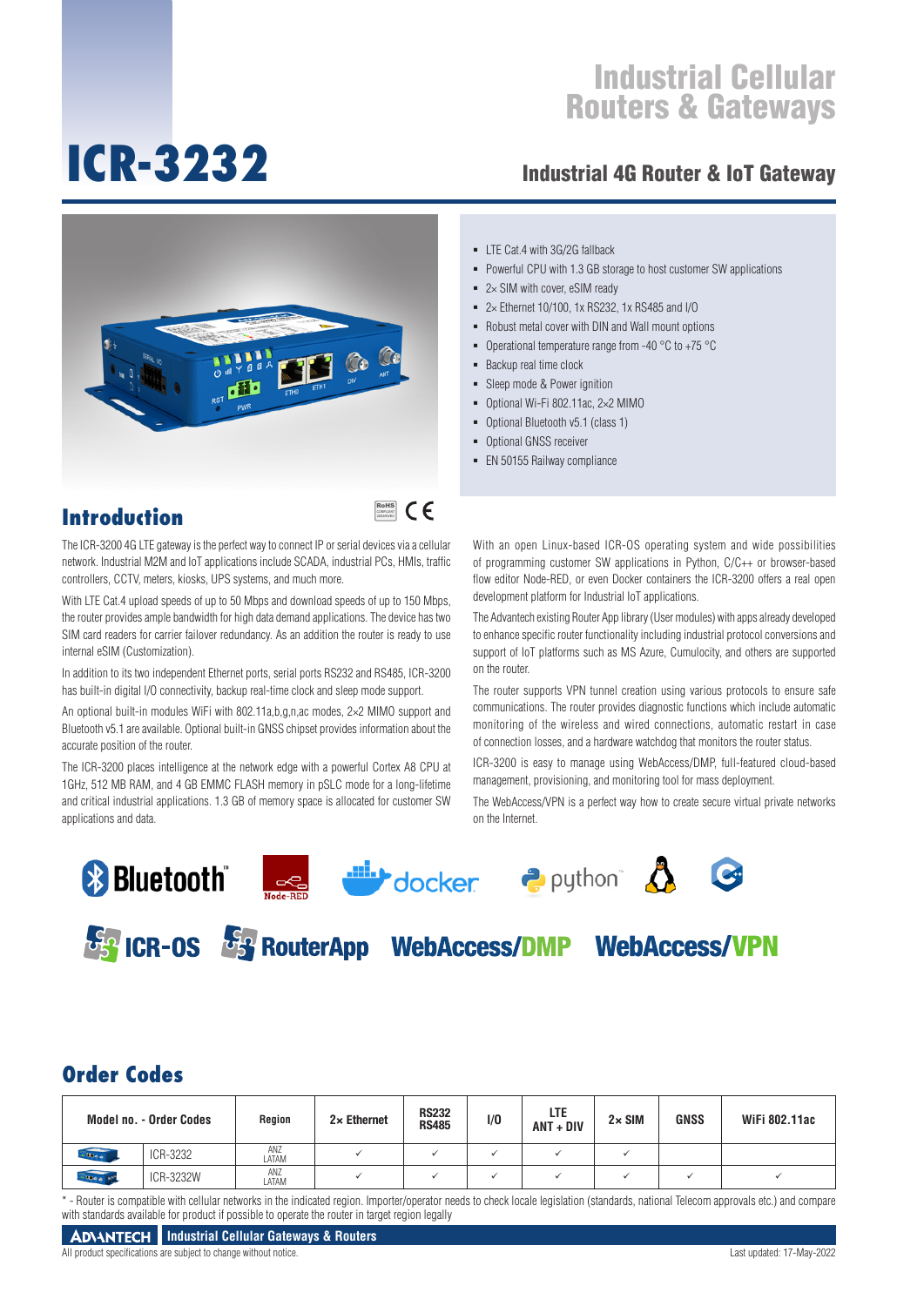# Industrial Cellular Routers & Gateways

# ICR-3232

## Industrial 4G Router & IoT Gateway

- LTE Cat.4 with 3G/2G fallback
- Powerful CPU with 1.3 GB storage to host customer SW applications
- 2× SIM with cover, eSIM ready
- 2× Ethernet 10/100, 1x RS232, 1x RS485 and I/O
- Robust metal cover with DIN and Wall mount options
- Operational temperature range from -40 °C to +75 °C
- Backup real time clock
- Sleep mode & Power ignition
- Optional Wi-Fi 802.11ac, 2×2 MIMO
- Optional Bluetooth v5.1 (class 1)
- Optional GNSS receiver
- EN 50155 Railway compliance

## Introduction

The ICR-3200 4G LTE gateway is the perfect way to connect IP or serial devices via a cellular network. Industrial M2M and IoT applications include SCADA, industrial PCs, HMIs, traffic controllers, CCTV, meters, kiosks, UPS systems, and much more.

With LTE Cat.4 upload speeds of up to 50 Mbps and download speeds of up to 150 Mbps, the router provides ample bandwidth for high data demand applications. The device has two SIM card readers for carrier failover redundancy. As an addition the router is ready to use internal eSIM (Customization).

In addition to its two independent Ethernet ports, serial ports RS232 and RS485, ICR-3200 has built-in digital I/O connectivity, backup real-time clock and sleep mode support.

An optional built-in modules WiFi with 802.11a,b,g,n,ac modes, 2×2 MIMO support and Bluetooth v5.1 are available. Optional built-in GNSS chipset provides information about the accurate position of the router.

The ICR-3200 places intelligence at the network edge with a powerful Cortex A8 CPU at 1GHz, 512 MB RAM, and 4 GB EMMC FLASH memory in pSLC mode for a long-lifetime and critical industrial applications. 1.3 GB of memory space is allocated for customer SW applications and data.

With an open Linux-based ICR-OS operating system and wide possibilities of programming customer SW applications in Python, C/C++ or browser-based flow editor Node-RED, or even Docker containers the ICR-3200 offers a real open development platform for Industrial IoT applications.

The Advantech existing Router App library (User modules) with apps already developed to enhance specific router functionality including industrial protocol conversions and support of IoT platforms such as MS Azure, Cumulocity, and others are supported on the router.

The router supports VPN tunnel creation using various protocols to ensure safe communications. The router provides diagnostic functions which include automatic monitoring of the wireless and wired connections, automatic restart in case of connection losses, and a hardware watchdog that monitors the router status.

ICR-3200 is easy to manage using WebAccess/DMP, full-featured cloud-based management, provisioning, and monitoring tool for mass deployment.

The WebAccess/VPN is a perfect way how to create secure virtual private networks on the Internet.

## Order Codes

| Model no. - Order Codes | | Region | 2× Ethernet | RS232 RS485 | I/O | LTE ANT + DIV | 2× SIM | GNSS | WiFi 802.11ac |
|---|---|---|---|---|---|---|---|---|---|
| | ICR-3232 | ANZ LATAM | ✓ | ✓ | ✓ | ✓ | ✓ | | |
| | ICR-3232W | ANZ LATAM | ✓ | ✓ | ✓ | ✓ | ✓ | ✓ | ✓ |

* - Router is compatible with cellular networks in the indicated region. Importer/operator needs to check locale legislation (standards, national Telecom approvals etc.) and compare with standards available for product if possible to operate the router in target region legally

All product specifications are subject to change without notice. Last updated: 17-May-2022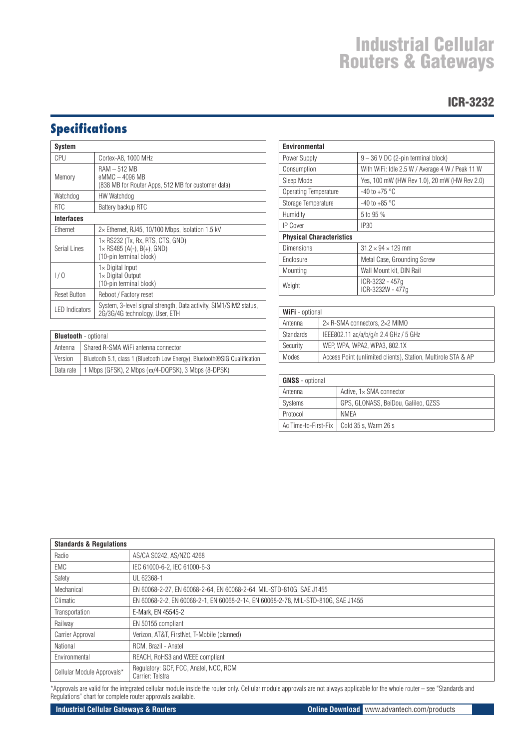# Industrial Cellular Routers & Gateways

## ICR-3232

## Specifications

| System | |
|---|---|
| CPU | Cortex-A8, 1000 MHz |
| Memory | RAM – 512 MB<br>eMMC – 4096 MB<br>(838 MB for Router Apps, 512 MB for customer data) |
| Watchdog | HW Watchdog |
| RTC | Battery backup RTC |
| **Interfaces** | |
| Ethernet | 2× Ethernet, RJ45, 10/100 Mbps, Isolation 1.5 kV |
| Serial Lines | 1× RS232 (Tx, Rx, RTS, CTS, GND)<br>1× RS485 (A(-), B(+), GND)<br>(10-pin terminal block) |
| I / O | 1× Digital Input<br>1× Digital Output<br>(10-pin terminal block) |
| Reset Button | Reboot / Factory reset |
| LED Indicators | System, 3-level signal strength, Data activity, SIM1/SIM2 status, 2G/3G/4G technology, User, ETH |

| **Bluetooth** - optional | |
|---|---|
| Antenna | Shared R-SMA WiFi antenna connector |
| Version | Bluetooth 5.1, class 1 (Bluetooth Low Energy), Bluetooth®SIG Qualification |
| Data rate | 1 Mbps (GFSK), 2 Mbps (ϖ/4-DQPSK), 3 Mbps (8-DPSK) |

| Environmental | |
|---|---|
| Power Supply | 9 – 36 V DC (2-pin terminal block) |
| Consumption | With WiFi: Idle 2.5 W / Average 4 W / Peak 11 W |
| Sleep Mode | Yes, 100 mW (HW Rev 1.0), 20 mW (HW Rev 2.0) |
| Operating Temperature | -40 to +75 °C |
| Storage Temperature | -40 to +85 °C |
| Humidity | 5 to 95 % |
| IP Cover | IP30 |
| **Physical Characteristics** | |
| Dimensions | 31.2 × 94 × 129 mm |
| Enclosure | Metal Case, Grounding Screw |
| Mounting | Wall Mount kit, DIN Rail |
| Weight | ICR-3232 - 457g<br>ICR-3232W - 477g |

| **WiFi** - optional | |
|---|---|
| Antenna | 2× R-SMA connectors, 2×2 MIMO |
| Standards | IEEE802.11 ac/a/b/g/n 2.4 GHz / 5 GHz |
| Security | WEP, WPA, WPA2, WPA3, 802.1X |
| Modes | Access Point (unlimited clients), Station, Multirole STA & AP |

| **GNSS** - optional | |
|---|---|
| Antenna | Active, 1× SMA connector |
| Systems | GPS, GLONASS, BeiDou, Galileo, QZSS |
| Protocol | NMEA |
| Ac Time-to-First-Fix | Cold 35 s, Warm 26 s |

| Standards & Regulations | |
|---|---|
| Radio | AS/CA S0242, AS/NZC 4268 |
| EMC | IEC 61000-6-2, IEC 61000-6-3 |
| Safety | UL 62368-1 |
| Mechanical | EN 60068-2-27, EN 60068-2-64, EN 60068-2-64, MIL-STD-810G, SAE J1455 |
| Climatic | EN 60068-2-2, EN 60068-2-1, EN 60068-2-14, EN 60068-2-78, MIL-STD-810G, SAE J1455 |
| Transportation | E-Mark, EN 45545-2 |
| Railway | EN 50155 compliant |
| Carrier Approval | Verizon, AT&T, FirstNet, T-Mobile (planned) |
| National | RCM, Brazil - Anatel |
| Environmental | REACH, RoHS3 and WEEE compliant |
| Cellular Module Approvals* | Regulatory: GCF, FCC, Anatel, NCC, RCM<br>Carrier: Telstra |

*Approvals are valid for the integrated cellular module inside the router only. Cellular module approvals are not always applicable for the whole router – see "Standards and Regulations" chart for complete router approvals available.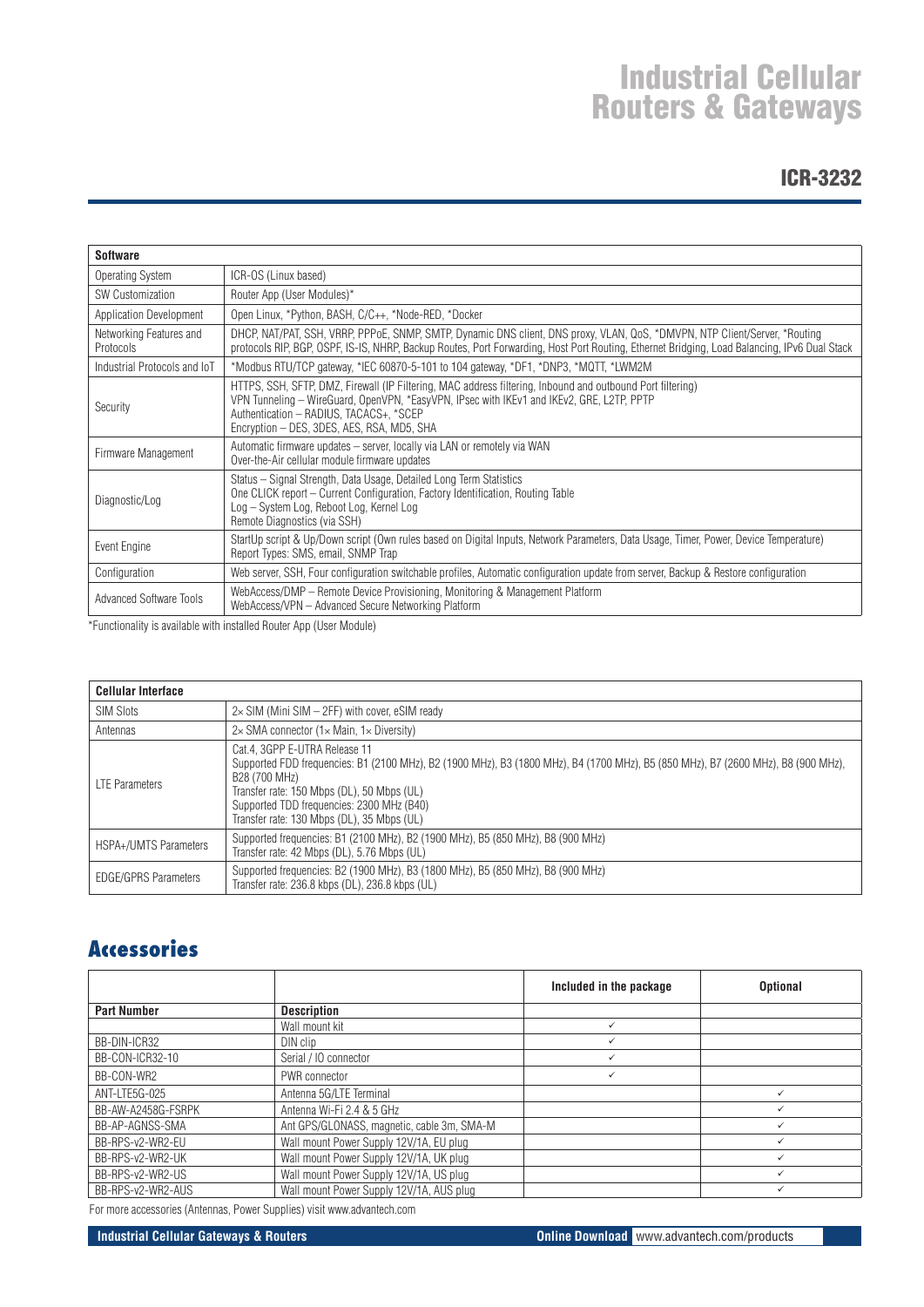# Industrial Cellular Routers & Gateways

## ICR-3232

| Software | |
|---|---|
| Operating System | ICR-OS (Linux based) |
| SW Customization | Router App (User Modules)* |
| Application Development | Open Linux, *Python, BASH, C/C++, *Node-RED, *Docker |
| Networking Features and Protocols | DHCP, NAT/PAT, SSH, VRRP, PPPoE, SNMP, SMTP, Dynamic DNS client, DNS proxy, VLAN, QoS, *DMVPN, NTP Client/Server, *Routing protocols RIP, BGP, OSPF, IS-IS, NHRP, Backup Routes, Port Forwarding, Host Port Routing, Ethernet Bridging, Load Balancing, IPv6 Dual Stack |
| Industrial Protocols and IoT | *Modbus RTU/TCP gateway, *IEC 60870-5-101 to 104 gateway, *DF1, *DNP3, *MQTT, *LWM2M |
| Security | HTTPS, SSH, SFTP, DMZ, Firewall (IP Filtering, MAC address filtering, Inbound and outbound Port filtering)<br>VPN Tunneling – WireGuard, OpenVPN, *EasyVPN, IPsec with IKEv1 and IKEv2, GRE, L2TP, PPTP<br>Authentication – RADIUS, TACACS+, *SCEP<br>Encryption – DES, 3DES, AES, RSA, MD5, SHA |
| Firmware Management | Automatic firmware updates – server, locally via LAN or remotely via WAN<br>Over-the-Air cellular module firmware updates |
| Diagnostic/Log | Status – Signal Strength, Data Usage, Detailed Long Term Statistics<br>One CLICK report – Current Configuration, Factory Identification, Routing Table<br>Log – System Log, Reboot Log, Kernel Log<br>Remote Diagnostics (via SSH) |
| Event Engine | StartUp script & Up/Down script (Own rules based on Digital Inputs, Network Parameters, Data Usage, Timer, Power, Device Temperature)<br>Report Types: SMS, email, SNMP Trap |
| Configuration | Web server, SSH, Four configuration switchable profiles, Automatic configuration update from server, Backup & Restore configuration |
| Advanced Software Tools | WebAccess/DMP – Remote Device Provisioning, Monitoring & Management Platform<br>WebAccess/VPN – Advanced Secure Networking Platform |

*Functionality is available with installed Router App (User Module)

| Cellular Interface | |
|---|---|
| SIM Slots | 2× SIM (Mini SIM – 2FF) with cover, eSIM ready |
| Antennas | 2× SMA connector (1× Main, 1× Diversity) |
| LTE Parameters | Cat.4, 3GPP E-UTRA Release 11<br>Supported FDD frequencies: B1 (2100 MHz), B2 (1900 MHz), B3 (1800 MHz), B4 (1700 MHz), B5 (850 MHz), B7 (2600 MHz), B8 (900 MHz), B28 (700 MHz)<br>Transfer rate: 150 Mbps (DL), 50 Mbps (UL)<br>Supported TDD frequencies: 2300 MHz (B40)<br>Transfer rate: 130 Mbps (DL), 35 Mbps (UL) |
| HSPA+/UMTS Parameters | Supported frequencies: B1 (2100 MHz), B2 (1900 MHz), B5 (850 MHz), B8 (900 MHz)<br>Transfer rate: 42 Mbps (DL), 5.76 Mbps (UL) |
| EDGE/GPRS Parameters | Supported frequencies: B2 (1900 MHz), B3 (1800 MHz), B5 (850 MHz), B8 (900 MHz)<br>Transfer rate: 236.8 kbps (DL), 236.8 kbps (UL) |

## Accessories

| Part Number | Description | Included in the package | Optional |
|---|---|---|---|
| | Wall mount kit | ✓ | |
| BB-DIN-ICR32 | DIN clip | ✓ | |
| BB-CON-ICR32-10 | Serial / IO connector | ✓ | |
| BB-CON-WR2 | PWR connector | ✓ | |
| ANT-LTE5G-025 | Antenna 5G/LTE Terminal | | ✓ |
| BB-AW-A2458G-FSRPK | Antenna Wi-Fi 2.4 & 5 GHz | | ✓ |
| BB-AP-AGNSS-SMA | Ant GPS/GLONASS, magnetic, cable 3m, SMA-M | | ✓ |
| BB-RPS-v2-WR2-EU | Wall mount Power Supply 12V/1A, EU plug | | ✓ |
| BB-RPS-v2-WR2-UK | Wall mount Power Supply 12V/1A, UK plug | | ✓ |
| BB-RPS-v2-WR2-US | Wall mount Power Supply 12V/1A, US plug | | ✓ |
| BB-RPS-v2-WR2-AUS | Wall mount Power Supply 12V/1A, AUS plug | | ✓ |

For more accessories (Antennas, Power Supplies) visit www.advantech.com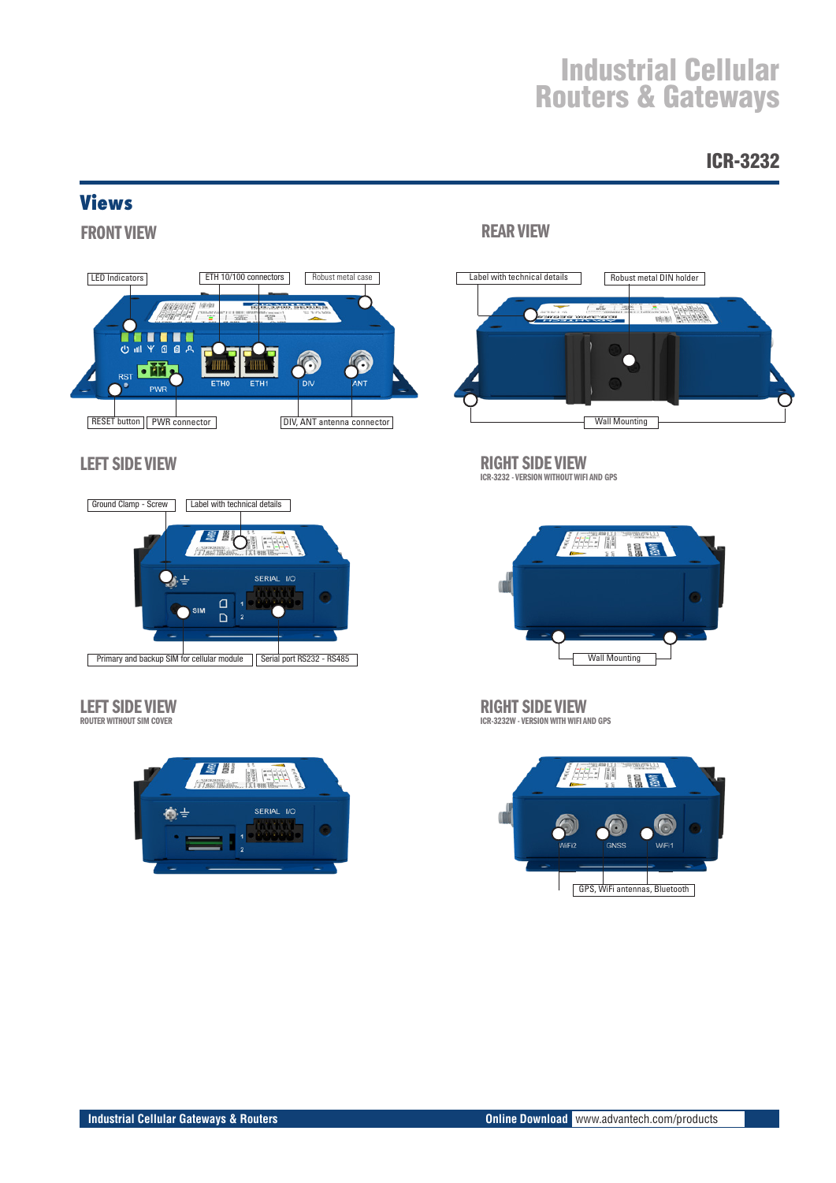## Views

### FRONT VIEW

LED Indicators
ETH 10/100 connectors
Robust metal case
RESET button
PWR connector
DIV, ANT antenna connector

### REAR VIEW

Label with technical details
Robust metal DIN holder
Wall Mounting

### LEFT SIDE VIEW

Ground Clamp - Screw
Label with technical details
Primary and backup SIM for cellular module
Serial port RS232 - RS485

### RIGHT SIDE VIEW

ICR-3232 - VERSION WITHOUT WIFI AND GPS

Wall Mounting

### LEFT SIDE VIEW

ROUTER WITHOUT SIM COVER

### RIGHT SIDE VIEW

ICR-3232W - VERSION WITH WIFI AND GPS

GPS, WiFi antennas, Bluetooth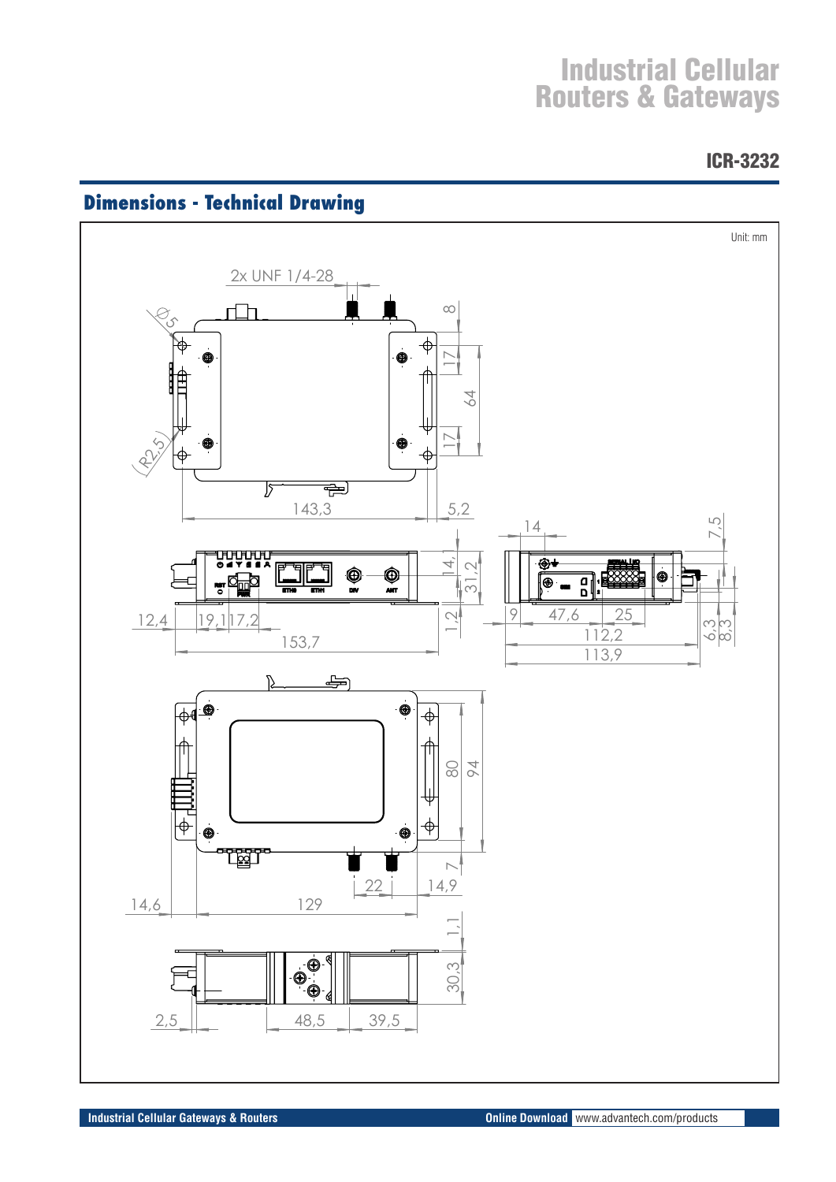# Industrial Cellular Routers & Gateways

## ICR-3232

## Dimensions - Technical Drawing

Unit: mm

2x UNF 1/4-28

Ø5

R2,5

8

17

64

17

143,3

5,2

14

7,5

14,1

31,2

12,4

19,1

17,2

1,2

9

47,6

25

112,2

6,3

8,3

153,7

113,9

80

94

7

22

14,9

14,6

129

1,1

30,3

2,5

48,5

39,5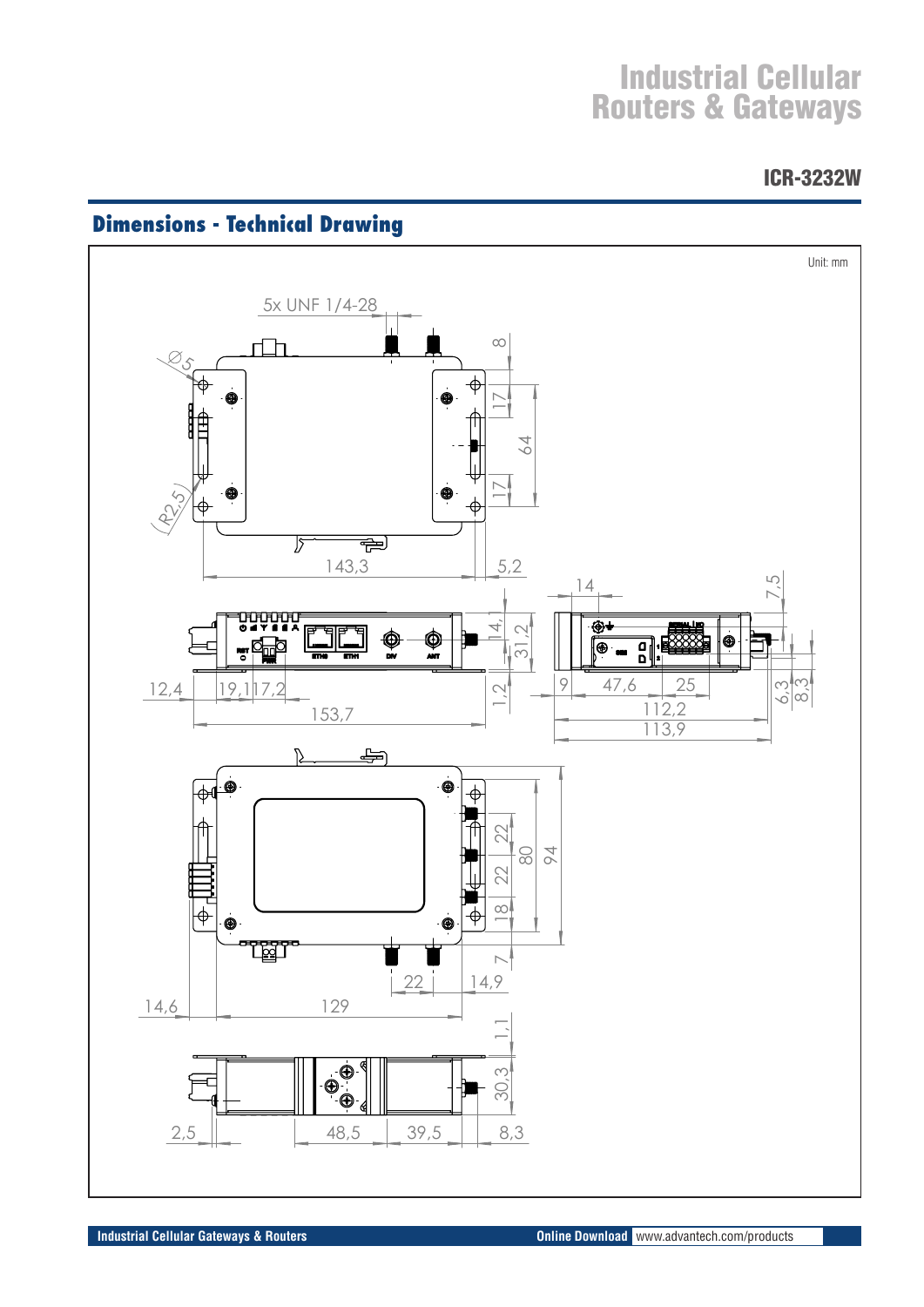# Industrial Cellular Routers & Gateways

## ICR-3232W

## Dimensions - Technical Drawing

Unit: mm

5x UNF 1/4-28

Ø5

R2,5

8

17

64

17

143,3

5,2

14

7,5

14,1

31,2

12,4

19,1

17,2

1,2

9

47,6

25

6,3

8,3

153,7

112,2

113,9

22

80

94

22

18

7

22

14,9

14,6

129

1,1

30,3

2,5

48,5

39,5

8,3